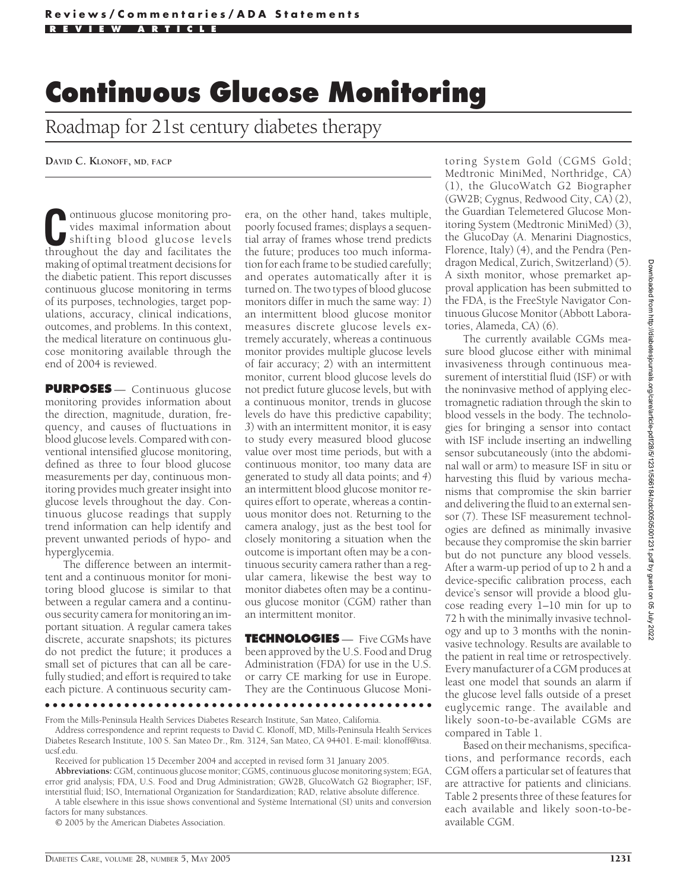# Continuous Glucose Monitoring

## Roadmap for 21st century diabetes therapy

**DAVID C. KLONOFF, MD, FACP**

Continuous glucose monitoring provides maximal information about shifting blood glucose levels throughout the day and facilitates the making of optimal treatment decisions for the diabetic patient. This report discusses continuous glucose monitoring in terms of its purposes, technologies, target populations, accuracy, clinical indications, outcomes, and problems. In this context, the medical literature on continuous glucose monitoring available through the end of 2004 is reviewed.

**PURPOSES** — Continuous glucose monitoring provides information about the direction, magnitude, duration, frequency, and causes of fluctuations in blood glucose levels. Compared with conventional intensified glucose monitoring, defined as three to four blood glucose measurements per day, continuous monitoring provides much greater insight into glucose levels throughout the day. Continuous glucose readings that supply trend information can help identify and prevent unwanted periods of hypo- and hyperglycemia.

The difference between an intermittent and a continuous monitor for monitoring blood glucose is similar to that between a regular camera and a continuous security camera for monitoring an important situation. A regular camera takes discrete, accurate snapshots; its pictures do not predict the future; it produces a small set of pictures that can all be carefully studied; and effort is required to take each picture. A continuous security camera, on the other hand, takes multiple, poorly focused frames; displays a sequential array of frames whose trend predicts the future; produces too much information for each frame to be studied carefully; and operates automatically after it is turned on. The two types of blood glucose monitors differ in much the same way: *1*) an intermittent blood glucose monitor measures discrete glucose levels extremely accurately, whereas a continuous monitor provides multiple glucose levels of fair accuracy; *2*) with an intermittent monitor, current blood glucose levels do not predict future glucose levels, but with a continuous monitor, trends in glucose levels do have this predictive capability; *3*) with an intermittent monitor, it is easy to study every measured blood glucose value over most time periods, but with a continuous monitor, too many data are generated to study all data points; and *4*) an intermittent blood glucose monitor requires effort to operate, whereas a continuous monitor does not. Returning to the camera analogy, just as the best tool for closely monitoring a situation when the outcome is important often may be a continuous security camera rather than a regular camera, likewise the best way to monitor diabetes often may be a continuous glucose monitor (CGM) rather than an intermittent monitor.

**TECHNOLOGIES** — Five CGMs have been approved by the U.S. Food and Drug Administration (FDA) for use in the U.S. or carry CE marking for use in Europe. They are the Continuous Glucose Monitoring System Gold (CGMS Gold; Medtronic MiniMed, Northridge, CA) (1), the GlucoWatch G2 Biographer (GW2B; Cygnus, Redwood City, CA) (2), the Guardian Telemetered Glucose Monitoring System (Medtronic MiniMed) (3), the GlucoDay (A. Menarini Diagnostics, Florence, Italy) (4), and the Pendra (Pendragon Medical, Zurich, Switzerland) (5). A sixth monitor, whose premarket approval application has been submitted to the FDA, is the FreeStyle Navigator Continuous Glucose Monitor (Abbott Laboratories, Alameda, CA) (6).

The currently available CGMs measure blood glucose either with minimal invasiveness through continuous measurement of interstitial fluid (ISF) or with the noninvasive method of applying electromagnetic radiation through the skin to blood vessels in the body. The technologies for bringing a sensor into contact with ISF include inserting an indwelling sensor subcutaneously (into the abdominal wall or arm) to measure ISF in situ or harvesting this fluid by various mechanisms that compromise the skin barrier and delivering the fluid to an external sensor (7). These ISF measurement technologies are defined as minimally invasive because they compromise the skin barrier but do not puncture any blood vessels. After a warm-up period of up to 2 h and a device-specific calibration process, each device's sensor will provide a blood glucose reading every 1–10 min for up to 72 h with the minimally invasive technology and up to 3 months with the noninvasive technology. Results are available to the patient in real time or retrospectively. Every manufacturer of a CGM produces at least one model that sounds an alarm if the glucose level falls outside of a preset euglycemic range. The available and likely soon-to-be-available CGMs are compared in Table 1.

Based on their mechanisms, specifications, and performance records, each CGM offers a particular set of features that are attractive for patients and clinicians. Table 2 presents three of these features for each available and likely soon-to-be-available CGM.

---

From the Mills-Peninsula Health Services Diabetes Research Institute, San Mateo, California.

Address correspondence and reprint requests to David C. Klonoff, MD, Mills-Peninsula Health Services Diabetes Research Institute, 100 S. San Mateo Dr., Rm. 3124, San Mateo, CA 94401. E-mail: klonoff@itsa.ucsf.edu.

Received for publication 15 December 2004 and accepted in revised form 31 January 2005.

**Abbreviations:** CGM, continuous glucose monitor; CGMS, continuous glucose monitoring system; EGA, error grid analysis; FDA, U.S. Food and Drug Administration; GW2B, GlucoWatch G2 Biographer; ISF, interstitial fluid; ISO, International Organization for Standardization; RAD, relative absolute difference.

A table elsewhere in this issue shows conventional and Système International (SI) units and conversion factors for many substances.

© 2005 by the American Diabetes Association.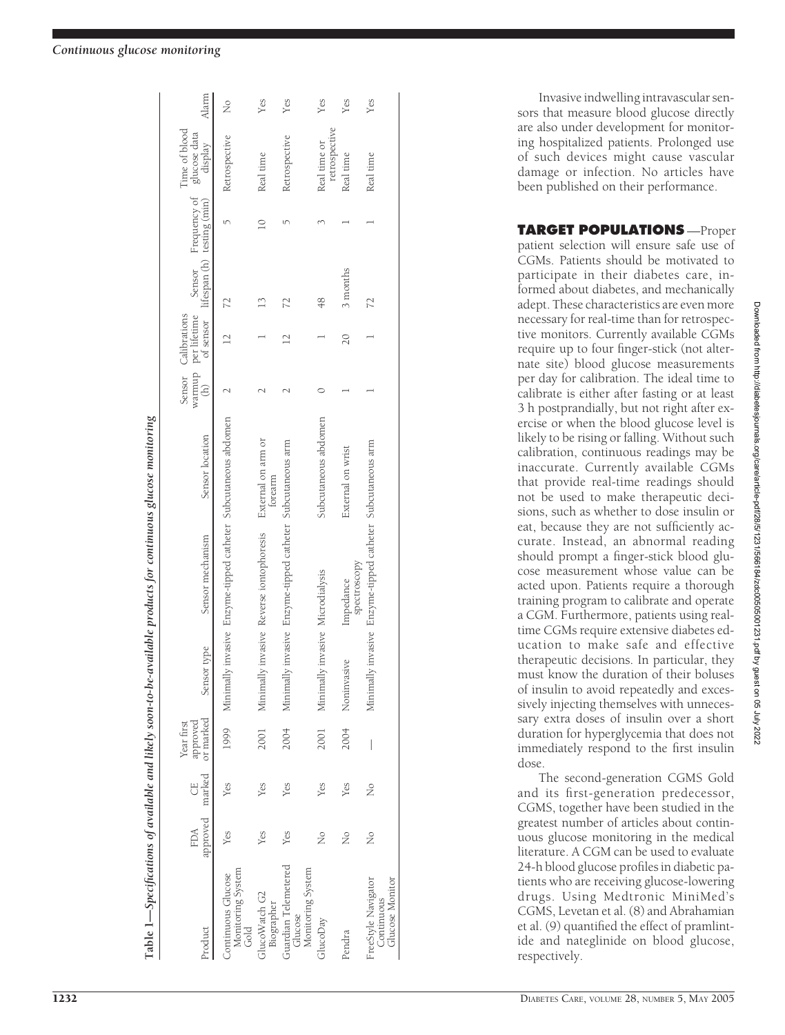**Table 1—Specifications of available and likely soon-to-be-available products for continuous glucose monitoring**

| Product | FDA approved | CE marked | Year first approved or marked | Sensor type | Sensor mechanism | Sensor location | Sensor warmup (h) | Calibrations per lifetime of sensor | Sensor lifespan (h) | Frequency of testing (min) | Time of blood glucose data display | Alarm |
|---|---|---|---|---|---|---|---|---|---|---|---|---|
| Continuous Glucose Monitoring System Gold | Yes | Yes | 1999 | Minimally invasive | Enzyme-tipped catheter | Subcutaneous abdomen | 2 | 12 | 72 | 5 | Retrospective | No |
| GlucoWatch G2 Biographer | Yes | Yes | 2001 | Minimally invasive | Reverse iontophoresis | External on arm or forearm | 2 | 1 | 13 | 10 | Real time | Yes |
| Guardian Telemetered Glucose Monitoring System | Yes | Yes | 2004 | Minimally invasive | Enzyme-tipped catheter | Subcutaneous arm | 2 | 12 | 72 | 5 | Retrospective | Yes |
| GlucoDay | No | Yes | 2001 | Minimally invasive | Microdialysis | Subcutaneous abdomen | 0 | 1 | 48 | 3 | Real time or retrospective | Yes |
| Pendra | No | Yes | 2004 | Noninvasive | Impedance spectroscopy | External on wrist | 1 | 20 | 3 months | 1 | Real time | Yes |
| FreeStyle Navigator Continuous Glucose Monitor | No | No | — | Minimally invasive | Enzyme-tipped catheter | Subcutaneous arm | 1 | 1 | 72 | 1 | Real time | Yes |

Invasive indwelling intravascular sensors that measure blood glucose directly are also under development for monitoring hospitalized patients. Prolonged use of such devices might cause vascular damage or infection. No articles have been published on their performance.

## TARGET POPULATIONS

Proper patient selection will ensure safe use of CGMs. Patients should be motivated to participate in their diabetes care, informed about diabetes, and mechanically adept. These characteristics are even more necessary for real-time than for retrospective monitors. Currently available CGMs require up to four finger-stick (not alternate site) blood glucose measurements per day for calibration. The ideal time to calibrate is either after fasting or at least 3 h postprandially, but not right after exercise or when the blood glucose level is likely to be rising or falling. Without such calibration, continuous readings may be inaccurate. Currently available CGMs that provide real-time readings should not be used to make therapeutic decisions, such as whether to dose insulin or eat, because they are not sufficiently accurate. Instead, an abnormal reading should prompt a finger-stick blood glucose measurement whose value can be acted upon. Patients require a thorough training program to calibrate and operate a CGM. Furthermore, patients using real-time CGMs require extensive diabetes education to make safe and effective therapeutic decisions. In particular, they must know the duration of their boluses of insulin to avoid repeatedly and excessively injecting themselves with unnecessary extra doses of insulin over a short duration for hyperglycemia that does not immediately respond to the first insulin dose.

The second-generation CGMS Gold and its first-generation predecessor, CGMS, together have been studied in the greatest number of articles about continuous glucose monitoring in the medical literature. A CGM can be used to evaluate 24-h blood glucose profiles in diabetic patients who are receiving glucose-lowering drugs. Using Medtronic MiniMed's CGMS, Levetan et al. (8) and Abrahamian et al. (9) quantified the effect of pramlintide and nateglinide on blood glucose, respectively.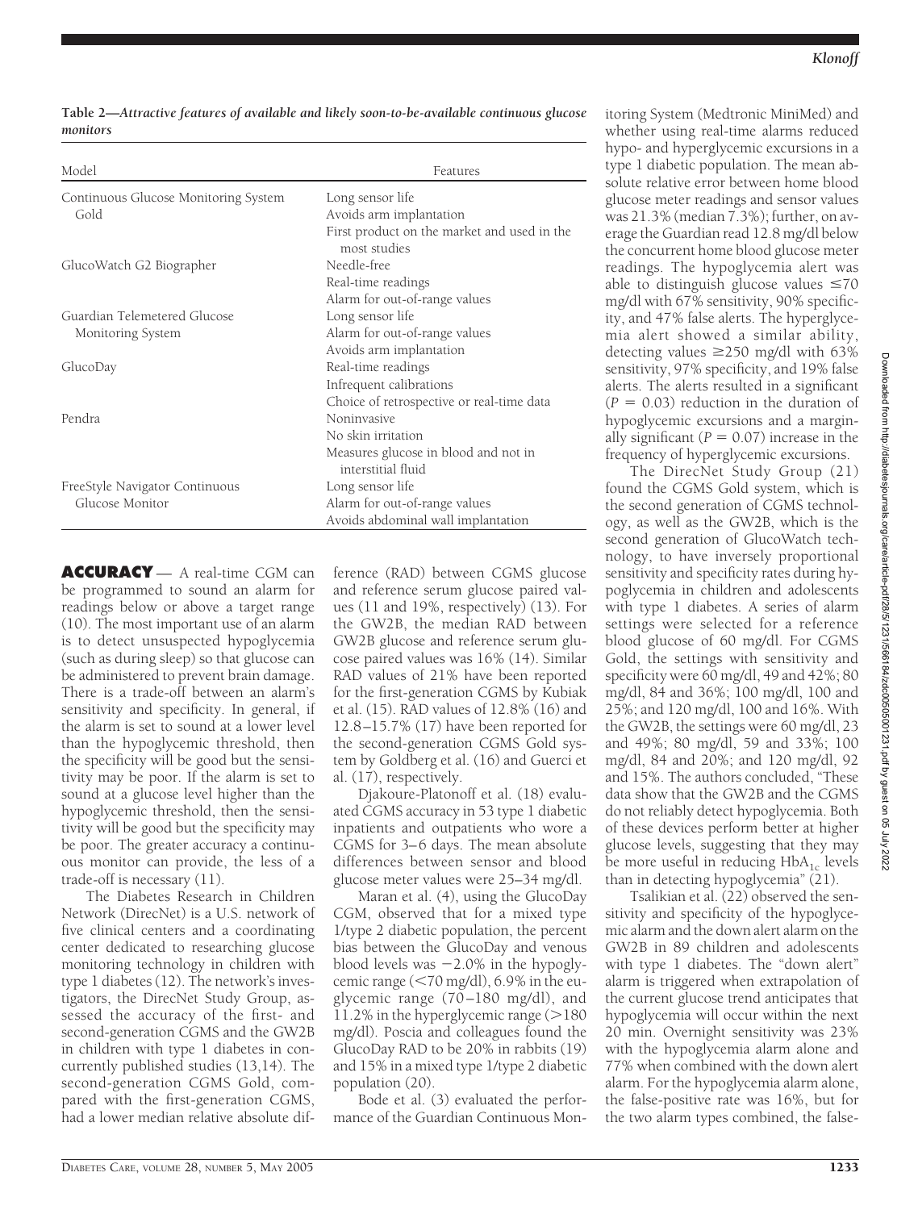**Table 2—Attractive features of available and likely soon-to-be-available continuous glucose monitors**

| Model | Features |
|---|---|
| Continuous Glucose Monitoring System Gold | Long sensor life |
| | Avoids arm implantation |
| | First product on the market and used in the most studies |
| GlucoWatch G2 Biographer | Needle-free |
| | Real-time readings |
| | Alarm for out-of-range values |
| Guardian Telemetered Glucose Monitoring System | Long sensor life |
| | Alarm for out-of-range values |
| | Avoids arm implantation |
| GlucoDay | Real-time readings |
| | Infrequent calibrations |
| | Choice of retrospective or real-time data |
| Pendra | Noninvasive |
| | No skin irritation |
| | Measures glucose in blood and not in interstitial fluid |
| FreeStyle Navigator Continuous Glucose Monitor | Long sensor life |
| | Alarm for out-of-range values |
| | Avoids abdominal wall implantation |

## ACCURACY

— A real-time CGM can be programmed to sound an alarm for readings below or above a target range (10). The most important use of an alarm is to detect unsuspected hypoglycemia (such as during sleep) so that glucose can be administered to prevent brain damage. There is a trade-off between an alarm's sensitivity and specificity. In general, if the alarm is set to sound at a lower level than the hypoglycemic threshold, then the specificity will be good but the sensitivity may be poor. If the alarm is set to sound at a glucose level higher than the hypoglycemic threshold, then the sensitivity will be good but the specificity may be poor. The greater accuracy a continuous monitor can provide, the less of a trade-off is necessary (11).

The Diabetes Research in Children Network (DirecNet) is a U.S. network of five clinical centers and a coordinating center dedicated to researching glucose monitoring technology in children with type 1 diabetes (12). The network's investigators, the DirecNet Study Group, assessed the accuracy of the first- and second-generation CGMS and the GW2B in children with type 1 diabetes in concurrently published studies (13,14). The second-generation CGMS Gold, compared with the first-generation CGMS, had a lower median relative absolute difference (RAD) between CGMS glucose and reference serum glucose paired values (11 and 19%, respectively) (13). For the GW2B, the median RAD between GW2B glucose and reference serum glucose paired values was 16% (14). Similar RAD values of 21% have been reported for the first-generation CGMS by Kubiak et al. (15). RAD values of 12.8% (16) and 12.8–15.7% (17) have been reported for the second-generation CGMS Gold system by Goldberg et al. (16) and Guerci et al. (17), respectively.

Djakoure-Platonoff et al. (18) evaluated CGMS accuracy in 53 type 1 diabetic inpatients and outpatients who wore a CGMS for 3–6 days. The mean absolute differences between sensor and blood glucose meter values were 25–34 mg/dl.

Maran et al. (4), using the GlucoDay CGM, observed that for a mixed type 1/type 2 diabetic population, the percent bias between the GlucoDay and venous blood levels was −2.0% in the hypoglycemic range (<70 mg/dl), 6.9% in the euglycemic range (70–180 mg/dl), and 11.2% in the hyperglycemic range (>180 mg/dl). Poscia and colleagues found the GlucoDay RAD to be 20% in rabbits (19) and 15% in a mixed type 1/type 2 diabetic population (20).

Bode et al. (3) evaluated the performance of the Guardian Continuous Monitoring System (Medtronic MiniMed) and whether using real-time alarms reduced hypo- and hyperglycemic excursions in a type 1 diabetic population. The mean absolute relative error between home blood glucose meter readings and sensor values was 21.3% (median 7.3%); further, on average the Guardian read 12.8 mg/dl below the concurrent home blood glucose meter readings. The hypoglycemia alert was able to distinguish glucose values ≤70 mg/dl with 67% sensitivity, 90% specificity, and 47% false alerts. The hyperglycemia alert showed a similar ability, detecting values ≥250 mg/dl with 63% sensitivity, 97% specificity, and 19% false alerts. The alerts resulted in a significant ($P = 0.03$) reduction in the duration of hypoglycemic excursions and a marginally significant ($P = 0.07$) increase in the frequency of hyperglycemic excursions.

The DirecNet Study Group (21) found the CGMS Gold system, which is the second generation of CGMS technology, as well as the GW2B, which is the second generation of GlucoWatch technology, to have inversely proportional sensitivity and specificity rates during hypoglycemia in children and adolescents with type 1 diabetes. A series of alarm settings were selected for a reference blood glucose of 60 mg/dl. For CGMS Gold, the settings with sensitivity and specificity were 60 mg/dl, 49 and 42%; 80 mg/dl, 84 and 36%; 100 mg/dl, 100 and 25%; and 120 mg/dl, 100 and 16%. With the GW2B, the settings were 60 mg/dl, 23 and 49%; 80 mg/dl, 59 and 33%; 100 mg/dl, 84 and 20%; and 120 mg/dl, 92 and 15%. The authors concluded, "These data show that the GW2B and the CGMS do not reliably detect hypoglycemia. Both of these devices perform better at higher glucose levels, suggesting that they may be more useful in reducing $HbA_{1c}$ levels than in detecting hypoglycemia" (21).

Tsalikian et al. (22) observed the sensitivity and specificity of the hypoglycemic alarm and the down alert alarm on the GW2B in 89 children and adolescents with type 1 diabetes. The "down alert" alarm is triggered when extrapolation of the current glucose trend anticipates that hypoglycemia will occur within the next 20 min. Overnight sensitivity was 23% with the hypoglycemia alarm alone and 77% when combined with the down alert alarm. For the hypoglycemia alarm alone, the false-positive rate was 16%, but for the two alarm types combined, the false-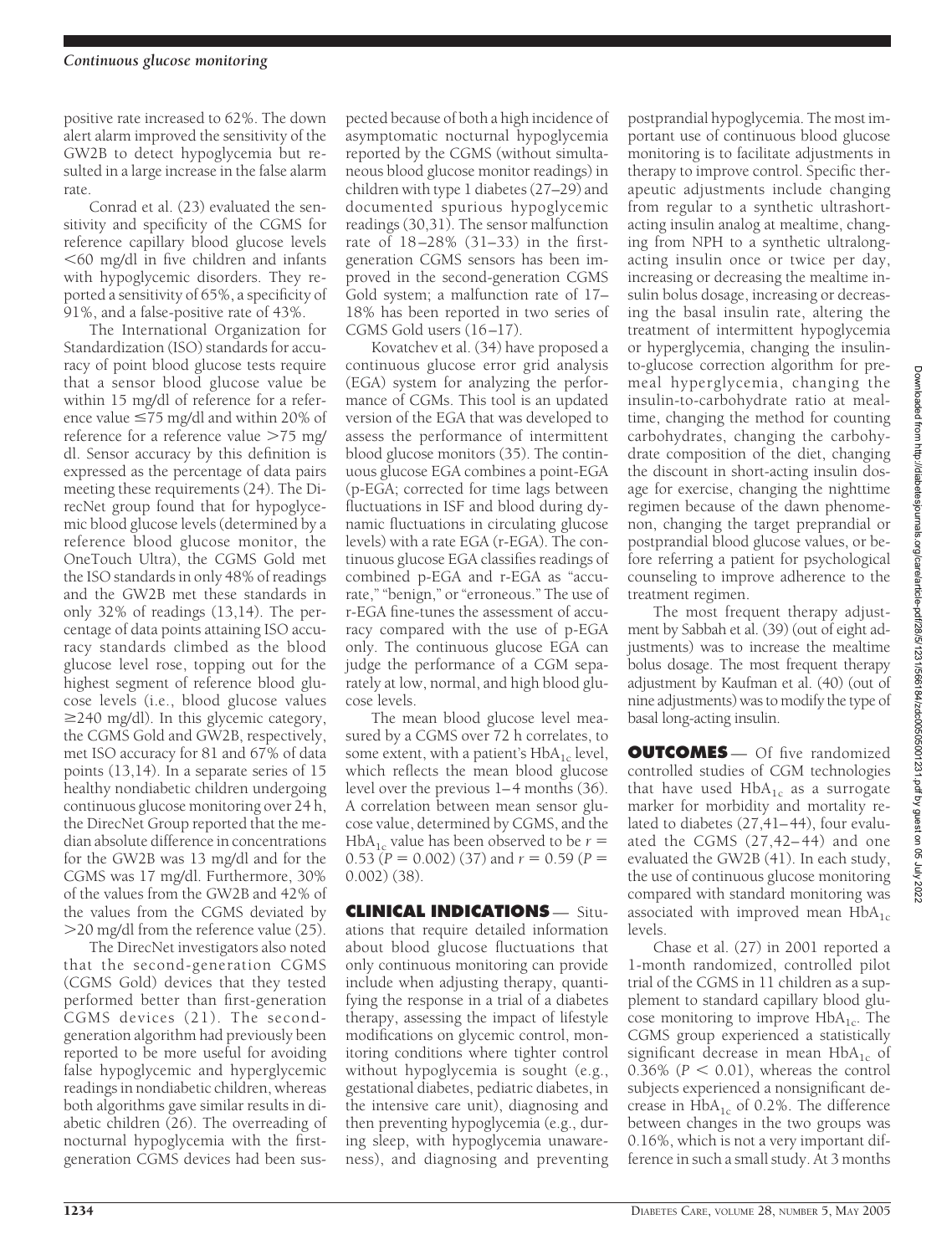positive rate increased to 62%. The down alert alarm improved the sensitivity of the GW2B to detect hypoglycemia but resulted in a large increase in the false alarm rate.

Conrad et al. (23) evaluated the sensitivity and specificity of the CGMS for reference capillary blood glucose levels <60 mg/dl in five children and infants with hypoglycemic disorders. They reported a sensitivity of 65%, a specificity of 91%, and a false-positive rate of 43%.

The International Organization for Standardization (ISO) standards for accuracy of point blood glucose tests require that a sensor blood glucose value be within 15 mg/dl of reference for a reference value ≤75 mg/dl and within 20% of reference for a reference value >75 mg/dl. Sensor accuracy by this definition is expressed as the percentage of data pairs meeting these requirements (24). The DirecNet group found that for hypoglycemic blood glucose levels (determined by a reference blood glucose monitor, the OneTouch Ultra), the CGMS Gold met the ISO standards in only 48% of readings and the GW2B met these standards in only 32% of readings (13,14). The percentage of data points attaining ISO accuracy standards climbed as the blood glucose level rose, topping out for the highest segment of reference blood glucose levels (i.e., blood glucose values ≥240 mg/dl). In this glycemic category, the CGMS Gold and GW2B, respectively, met ISO accuracy for 81 and 67% of data points (13,14). In a separate series of 15 healthy nondiabetic children undergoing continuous glucose monitoring over 24 h, the DirecNet Group reported that the median absolute difference in concentrations for the GW2B was 13 mg/dl and for the CGMS was 17 mg/dl. Furthermore, 30% of the values from the GW2B and 42% of the values from the CGMS deviated by >20 mg/dl from the reference value (25).

The DirecNet investigators also noted that the second-generation CGMS (CGMS Gold) devices that they tested performed better than first-generation CGMS devices (21). The second-generation algorithm had previously been reported to be more useful for avoiding false hypoglycemic and hyperglycemic readings in nondiabetic children, whereas both algorithms gave similar results in diabetic children (26). The overreading of nocturnal hypoglycemia with the first-generation CGMS devices had been suspected because of both a high incidence of asymptomatic nocturnal hypoglycemia reported by the CGMS (without simultaneous blood glucose monitor readings) in children with type 1 diabetes (27–29) and documented spurious hypoglycemic readings (30,31). The sensor malfunction rate of 18–28% (31–33) in the first-generation CGMS sensors has been improved in the second-generation CGMS Gold system; a malfunction rate of 17–18% has been reported in two series of CGMS Gold users (16–17).

Kovatchev et al. (34) have proposed a continuous glucose error grid analysis (EGA) system for analyzing the performance of CGMs. This tool is an updated version of the EGA that was developed to assess the performance of intermittent blood glucose monitors (35). The continuous glucose EGA combines a point-EGA (p-EGA; corrected for time lags between fluctuations in ISF and blood during dynamic fluctuations in circulating glucose levels) with a rate EGA (r-EGA). The continuous glucose EGA classifies readings of combined p-EGA and r-EGA as "accurate," "benign," or "erroneous." The use of r-EGA fine-tunes the assessment of accuracy compared with the use of p-EGA only. The continuous glucose EGA can judge the performance of a CGM separately at low, normal, and high blood glucose levels.

The mean blood glucose level measured by a CGMS over 72 h correlates, to some extent, with a patient's $HbA_{1c}$ level, which reflects the mean blood glucose level over the previous 1–4 months (36). A correlation between mean sensor glucose value, determined by CGMS, and the $HbA_{1c}$ value has been observed to be $r = 0.53$ ($P = 0.002$) (37) and $r = 0.59$ ($P = 0.002$) (38).

## CLINICAL INDICATIONS

Situations that require detailed information about blood glucose fluctuations that only continuous monitoring can provide include when adjusting therapy, quantifying the response in a trial of a diabetes therapy, assessing the impact of lifestyle modifications on glycemic control, monitoring conditions where tighter control without hypoglycemia is sought (e.g., gestational diabetes, pediatric diabetes, in the intensive care unit), diagnosing and then preventing hypoglycemia (e.g., during sleep, with hypoglycemia unawareness), and diagnosing and preventing postprandial hypoglycemia. The most important use of continuous blood glucose monitoring is to facilitate adjustments in therapy to improve control. Specific therapeutic adjustments include changing from regular to a synthetic ultrashort-acting insulin analog at mealtime, changing from NPH to a synthetic ultralong-acting insulin once or twice per day, increasing or decreasing the mealtime insulin bolus dosage, increasing or decreasing the basal insulin rate, altering the treatment of intermittent hypoglycemia or hyperglycemia, changing the insulin-to-glucose correction algorithm for premeal hyperglycemia, changing the insulin-to-carbohydrate ratio at mealtime, changing the method for counting carbohydrates, changing the carbohydrate composition of the diet, changing the discount in short-acting insulin dosage for exercise, changing the nighttime regimen because of the dawn phenomenon, changing the target preprandial or postprandial blood glucose values, or before referring a patient for psychological counseling to improve adherence to the treatment regimen.

The most frequent therapy adjustment by Sabbah et al. (39) (out of eight adjustments) was to increase the mealtime bolus dosage. The most frequent therapy adjustment by Kaufman et al. (40) (out of nine adjustments) was to modify the type of basal long-acting insulin.

## OUTCOMES

Of five randomized controlled studies of CGM technologies that have used $HbA_{1c}$ as a surrogate marker for morbidity and mortality related to diabetes (27,41–44), four evaluated the CGMS (27,42–44) and one evaluated the GW2B (41). In each study, the use of continuous glucose monitoring compared with standard monitoring was associated with improved mean $HbA_{1c}$ levels.

Chase et al. (27) in 2001 reported a 1-month randomized, controlled pilot trial of the CGMS in 11 children as a supplement to standard capillary blood glucose monitoring to improve $HbA_{1c}$. The CGMS group experienced a statistically significant decrease in mean $HbA_{1c}$ of 0.36% ($P < 0.01$), whereas the control subjects experienced a nonsignificant decrease in $HbA_{1c}$ of 0.2%. The difference between changes in the two groups was 0.16%, which is not a very important difference in such a small study. At 3 months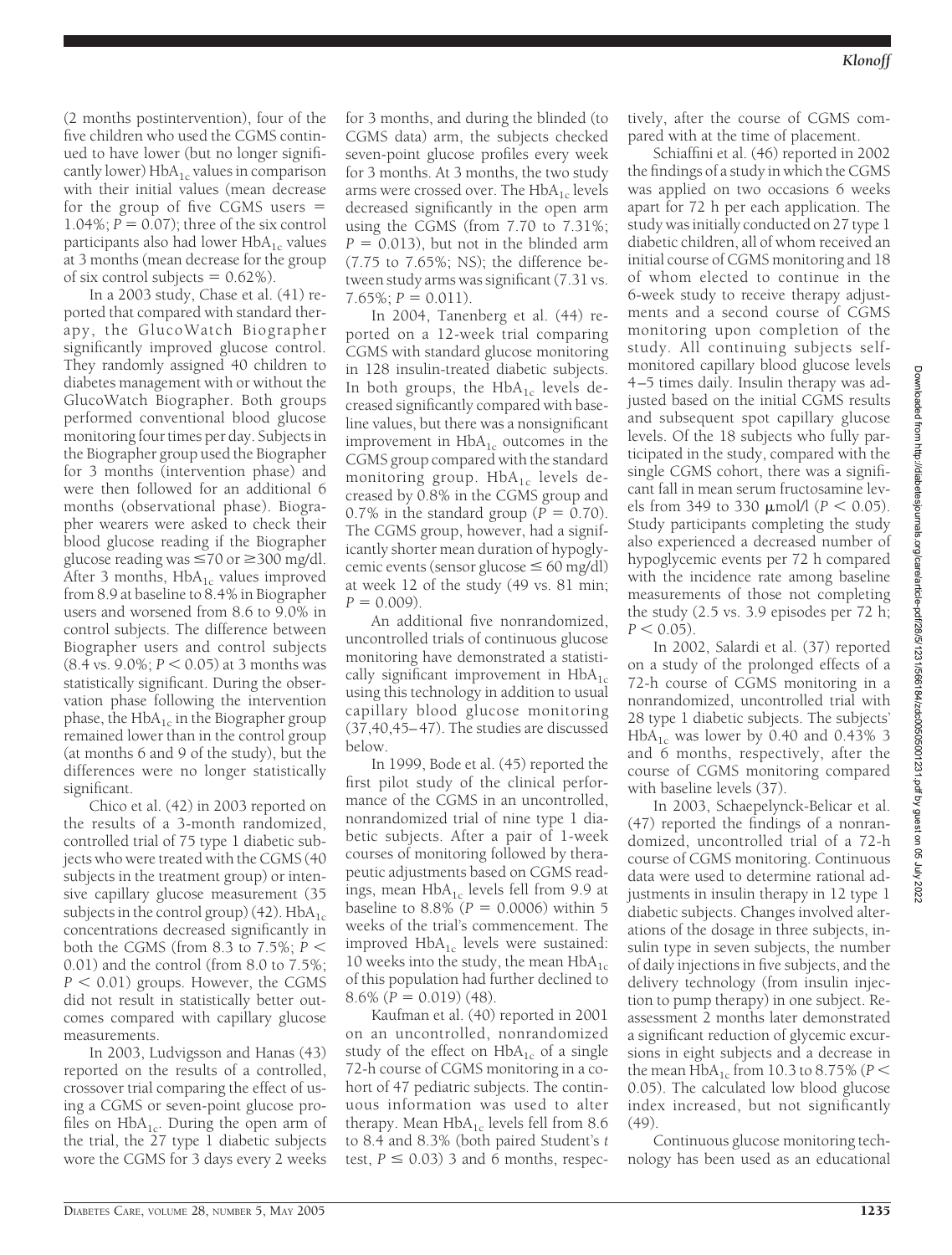(2 months postintervention), four of the five children who used the CGMS continued to have lower (but no longer significantly lower) $HbA_{1c}$ values in comparison with their initial values (mean decrease for the group of five CGMS users = 1.04%; $P = 0.07$); three of the six control participants also had lower $HbA_{1c}$ values at 3 months (mean decrease for the group of six control subjects = 0.62%).

In a 2003 study, Chase et al. (41) reported that compared with standard therapy, the GlucoWatch Biographer significantly improved glucose control. They randomly assigned 40 children to diabetes management with or without the GlucoWatch Biographer. Both groups performed conventional blood glucose monitoring four times per day. Subjects in the Biographer group used the Biographer for 3 months (intervention phase) and were then followed for an additional 6 months (observational phase). Biographer wearers were asked to check their blood glucose reading if the Biographer glucose reading was ≤70 or ≥300 mg/dl. After 3 months, $HbA_{1c}$ values improved from 8.9 at baseline to 8.4% in Biographer users and worsened from 8.6 to 9.0% in control subjects. The difference between Biographer users and control subjects (8.4 vs. 9.0%; $P < 0.05$) at 3 months was statistically significant. During the observation phase following the intervention phase, the $HbA_{1c}$ in the Biographer group remained lower than in the control group (at months 6 and 9 of the study), but the differences were no longer statistically significant.

Chico et al. (42) in 2003 reported on the results of a 3-month randomized, controlled trial of 75 type 1 diabetic subjects who were treated with the CGMS (40 subjects in the treatment group) or intensive capillary glucose measurement (35 subjects in the control group) (42). $HbA_{1c}$ concentrations decreased significantly in both the CGMS (from 8.3 to 7.5%; $P < 0.01$) and the control (from 8.0 to 7.5%; $P < 0.01$) groups. However, the CGMS did not result in statistically better outcomes compared with capillary glucose measurements.

In 2003, Ludvigsson and Hanas (43) reported on the results of a controlled, crossover trial comparing the effect of using a CGMS or seven-point glucose profiles on $HbA_{1c}$. During the open arm of the trial, the 27 type 1 diabetic subjects wore the CGMS for 3 days every 2 weeks for 3 months, and during the blinded (to CGMS data) arm, the subjects checked seven-point glucose profiles every week for 3 months. At 3 months, the two study arms were crossed over. The $HbA_{1c}$ levels decreased significantly in the open arm using the CGMS (from 7.70 to 7.31%; $P = 0.013$), but not in the blinded arm (7.75 to 7.65%; NS); the difference between study arms was significant (7.31 vs. 7.65%; $P = 0.011$).

In 2004, Tanenberg et al. (44) reported on a 12-week trial comparing CGMS with standard glucose monitoring in 128 insulin-treated diabetic subjects. In both groups, the $HbA_{1c}$ levels decreased significantly compared with baseline values, but there was a nonsignificant improvement in $HbA_{1c}$ outcomes in the CGMS group compared with the standard monitoring group. $HbA_{1c}$ levels decreased by 0.8% in the CGMS group and 0.7% in the standard group ($P = 0.70$). The CGMS group, however, had a significantly shorter mean duration of hypoglycemic events (sensor glucose ≤ 60 mg/dl) at week 12 of the study (49 vs. 81 min; $P = 0.009$).

An additional five nonrandomized, uncontrolled trials of continuous glucose monitoring have demonstrated a statistically significant improvement in $HbA_{1c}$ using this technology in addition to usual capillary blood glucose monitoring (37,40,45–47). The studies are discussed below.

In 1999, Bode et al. (45) reported the first pilot study of the clinical performance of the CGMS in an uncontrolled, nonrandomized trial of nine type 1 diabetic subjects. After a pair of 1-week courses of monitoring followed by therapeutic adjustments based on CGMS readings, mean $HbA_{1c}$ levels fell from 9.9 at baseline to 8.8% ($P = 0.0006$) within 5 weeks of the trial's commencement. The improved $HbA_{1c}$ levels were sustained: 10 weeks into the study, the mean $HbA_{1c}$ of this population had further declined to 8.6% ($P = 0.019$) (48).

Kaufman et al. (40) reported in 2001 on an uncontrolled, nonrandomized study of the effect on $HbA_{1c}$ of a single 72-h course of CGMS monitoring in a cohort of 47 pediatric subjects. The continuous information was used to alter therapy. Mean $HbA_{1c}$ levels fell from 8.6 to 8.4 and 8.3% (both paired Student's *t* test, $P \leq 0.03$) 3 and 6 months, respectively, after the course of CGMS compared with at the time of placement.

Schiaffini et al. (46) reported in 2002 the findings of a study in which the CGMS was applied on two occasions 6 weeks apart for 72 h per each application. The study was initially conducted on 27 type 1 diabetic children, all of whom received an initial course of CGMS monitoring and 18 of whom elected to continue in the 6-week study to receive therapy adjustments and a second course of CGMS monitoring upon completion of the study. All continuing subjects self-monitored capillary blood glucose levels 4–5 times daily. Insulin therapy was adjusted based on the initial CGMS results and subsequent spot capillary glucose levels. Of the 18 subjects who fully participated in the study, compared with the single CGMS cohort, there was a significant fall in mean serum fructosamine levels from 349 to 330 μmol/l ($P < 0.05$). Study participants completing the study also experienced a decreased number of hypoglycemic events per 72 h compared with the incidence rate among baseline measurements of those not completing the study (2.5 vs. 3.9 episodes per 72 h; $P < 0.05$).

In 2002, Salardi et al. (37) reported on a study of the prolonged effects of a 72-h course of CGMS monitoring in a nonrandomized, uncontrolled trial with 28 type 1 diabetic subjects. The subjects' $HbA_{1c}$ was lower by 0.40 and 0.43% 3 and 6 months, respectively, after the course of CGMS monitoring compared with baseline levels (37).

In 2003, Schaepelynck-Belicar et al. (47) reported the findings of a nonrandomized, uncontrolled trial of a 72-h course of CGMS monitoring. Continuous data were used to determine rational adjustments in insulin therapy in 12 type 1 diabetic subjects. Changes involved alterations of the dosage in three subjects, insulin type in seven subjects, the number of daily injections in five subjects, and the delivery technology (from insulin injection to pump therapy) in one subject. Reassessment 2 months later demonstrated a significant reduction of glycemic excursions in eight subjects and a decrease in the mean $HbA_{1c}$ from 10.3 to 8.75% ($P < 0.05$). The calculated low blood glucose index increased, but not significantly (49).

Continuous glucose monitoring technology has been used as an educational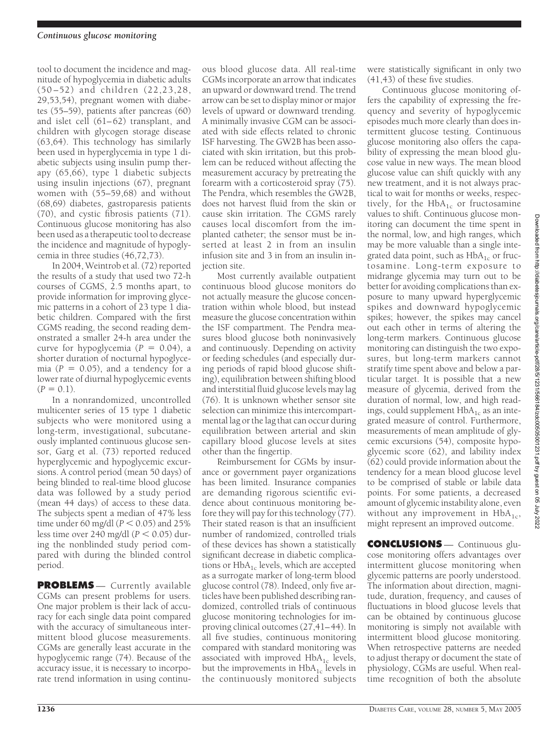tool to document the incidence and magnitude of hypoglycemia in diabetic adults (50–52) and children (22,23,28, 29,53,54), pregnant women with diabetes (55–59), patients after pancreas (60) and islet cell (61–62) transplant, and children with glycogen storage disease (63,64). This technology has similarly been used in hyperglycemia in type 1 diabetic subjects using insulin pump therapy (65,66), type 1 diabetic subjects using insulin injections (67), pregnant women with (55–59,68) and without (68,69) diabetes, gastroparesis patients (70), and cystic fibrosis patients (71). Continuous glucose monitoring has also been used as a therapeutic tool to decrease the incidence and magnitude of hypoglycemia in three studies (46,72,73).

In 2004, Weintrob et al. (72) reported the results of a study that used two 72-h courses of CGMS, 2.5 months apart, to provide information for improving glycemic patterns in a cohort of 23 type 1 diabetic children. Compared with the first CGMS reading, the second reading demonstrated a smaller 24-h area under the curve for hypoglycemia ($P = 0.04$), a shorter duration of nocturnal hypoglycemia ($P = 0.05$), and a tendency for a lower rate of diurnal hypoglycemic events ($P = 0.1$).

In a nonrandomized, uncontrolled multicenter series of 15 type 1 diabetic subjects who were monitored using a long-term, investigational, subcutaneously implanted continuous glucose sensor, Garg et al. (73) reported reduced hyperglycemic and hypoglycemic excursions. A control period (mean 50 days) of being blinded to real-time blood glucose data was followed by a study period (mean 44 days) of access to these data. The subjects spent a median of 47% less time under 60 mg/dl ($P < 0.05$) and 25% less time over 240 mg/dl ($P < 0.05$) during the nonblinded study period compared with during the blinded control period.

## PROBLEMS

Currently available CGMs can present problems for users. One major problem is their lack of accuracy for each single data point compared with the accuracy of simultaneous intermittent blood glucose measurements. CGMs are generally least accurate in the hypoglycemic range (74). Because of the accuracy issue, it is necessary to incorporate trend information in using continuous blood glucose data. All real-time CGMs incorporate an arrow that indicates an upward or downward trend. The trend arrow can be set to display minor or major levels of upward or downward trending. A minimally invasive CGM can be associated with side effects related to chronic ISF harvesting. The GW2B has been associated with skin irritation, but this problem can be reduced without affecting the measurement accuracy by pretreating the forearm with a corticosteroid spray (75). The Pendra, which resembles the GW2B, does not harvest fluid from the skin or cause skin irritation. The CGMS rarely causes local discomfort from the implanted catheter; the sensor must be inserted at least 2 in from an insulin infusion site and 3 in from an insulin injection site.

Most currently available outpatient continuous blood glucose monitors do not actually measure the glucose concentration within whole blood, but instead measure the glucose concentration within the ISF compartment. The Pendra measures blood glucose both noninvasively and continuously. Depending on activity or feeding schedules (and especially during periods of rapid blood glucose shifting), equilibration between shifting blood and interstitial fluid glucose levels may lag (76). It is unknown whether sensor site selection can minimize this intercompartmental lag or the lag that can occur during equilibration between arterial and skin capillary blood glucose levels at sites other than the fingertip.

Reimbursement for CGMs by insurance or government payer organizations has been limited. Insurance companies are demanding rigorous scientific evidence about continuous monitoring before they will pay for this technology (77). Their stated reason is that an insufficient number of randomized, controlled trials of these devices has shown a statistically significant decrease in diabetic complications or $HbA_{1c}$ levels, which are accepted as a surrogate marker of long-term blood glucose control (78). Indeed, only five articles have been published describing randomized, controlled trials of continuous glucose monitoring technologies for improving clinical outcomes (27,41–44). In all five studies, continuous monitoring compared with standard monitoring was associated with improved $HbA_{1c}$ levels, but the improvements in $HbA_{1c}$ levels in the continuously monitored subjects were statistically significant in only two (41,43) of these five studies.

Continuous glucose monitoring offers the capability of expressing the frequency and severity of hypoglycemic episodes much more clearly than does intermittent glucose testing. Continuous glucose monitoring also offers the capability of expressing the mean blood glucose value in new ways. The mean blood glucose value can shift quickly with any new treatment, and it is not always practical to wait for months or weeks, respectively, for the $HbA_{1c}$ or fructosamine values to shift. Continuous glucose monitoring can document the time spent in the normal, low, and high ranges, which may be more valuable than a single integrated data point, such as $HbA_{1c}$ or fructosamine. Long-term exposure to midrange glycemia may turn out to be better for avoiding complications than exposure to many upward hyperglycemic spikes and downward hypoglycemic spikes; however, the spikes may cancel out each other in terms of altering the long-term markers. Continuous glucose monitoring can distinguish the two exposures, but long-term markers cannot stratify time spent above and below a particular target. It is possible that a new measure of glycemia, derived from the duration of normal, low, and high readings, could supplement $HbA_{1c}$ as an integrated measure of control. Furthermore, measurements of mean amplitude of glycemic excursions (54), composite hypoglycemic score (62), and lability index (62) could provide information about the tendency for a mean blood glucose level to be comprised of stable or labile data points. For some patients, a decreased amount of glycemic instability alone, even without any improvement in $HbA_{1c}$, might represent an improved outcome.

## CONCLUSIONS

Continuous glucose monitoring offers advantages over intermittent glucose monitoring when glycemic patterns are poorly understood. The information about direction, magnitude, duration, frequency, and causes of fluctuations in blood glucose levels that can be obtained by continuous glucose monitoring is simply not available with intermittent blood glucose monitoring. When retrospective patterns are needed to adjust therapy or document the state of physiology, CGMs are useful. When real-time recognition of both the absolute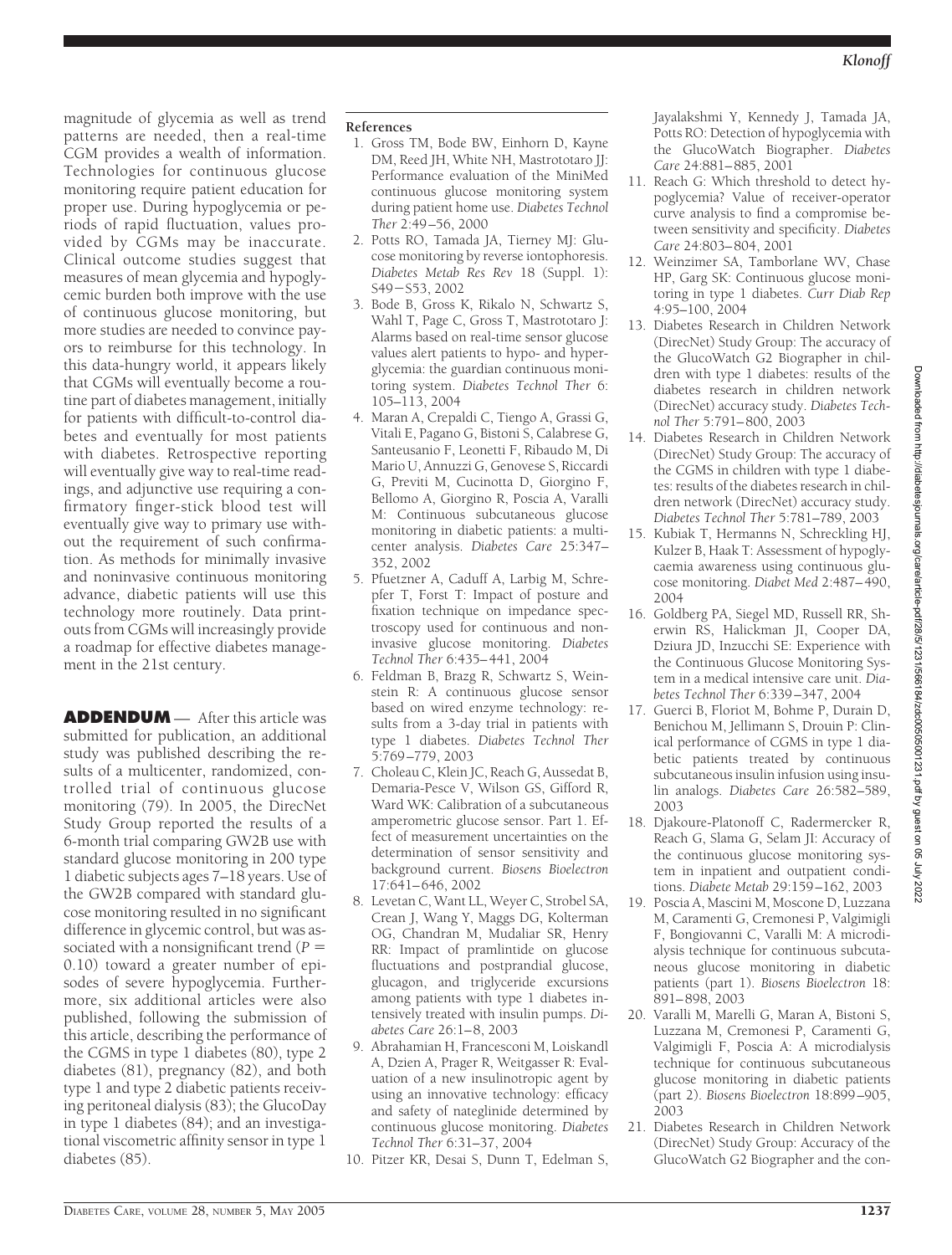magnitude of glycemia as well as trend patterns are needed, then a real-time CGM provides a wealth of information. Technologies for continuous glucose monitoring require patient education for proper use. During hypoglycemia or periods of rapid fluctuation, values provided by CGMs may be inaccurate. Clinical outcome studies suggest that measures of mean glycemia and hypoglycemic burden both improve with the use of continuous glucose monitoring, but more studies are needed to convince payors to reimburse for this technology. In this data-hungry world, it appears likely that CGMs will eventually become a routine part of diabetes management, initially for patients with difficult-to-control diabetes and eventually for most patients with diabetes. Retrospective reporting will eventually give way to real-time readings, and adjunctive use requiring a confirmatory finger-stick blood test will eventually give way to primary use without the requirement of such confirmation. As methods for minimally invasive and noninvasive continuous monitoring advance, diabetic patients will use this technology more routinely. Data printouts from CGMs will increasingly provide a roadmap for effective diabetes management in the 21st century.

**ADDENDUM** — After this article was submitted for publication, an additional study was published describing the results of a multicenter, randomized, controlled trial of continuous glucose monitoring (79). In 2005, the DirecNet Study Group reported the results of a 6-month trial comparing GW2B use with standard glucose monitoring in 200 type 1 diabetic subjects ages 7–18 years. Use of the GW2B compared with standard glucose monitoring resulted in no significant difference in glycemic control, but was associated with a nonsignificant trend ($P = 0.10$) toward a greater number of episodes of severe hypoglycemia. Furthermore, six additional articles were also published, following the submission of this article, describing the performance of the CGMS in type 1 diabetes (80), type 2 diabetes (81), pregnancy (82), and both type 1 and type 2 diabetic patients receiving peritoneal dialysis (83); the GlucoDay in type 1 diabetes (84); and an investigational viscometric affinity sensor in type 1 diabetes (85).

## References

1. Gross TM, Bode BW, Einhorn D, Kayne DM, Reed JH, White NH, Mastrototaro JJ: Performance evaluation of the MiniMed continuous glucose monitoring system during patient home use. *Diabetes Technol Ther* 2:49–56, 2000
2. Potts RO, Tamada JA, Tierney MJ: Glucose monitoring by reverse iontophoresis. *Diabetes Metab Res Rev* 18 (Suppl. 1): S49–S53, 2002
3. Bode B, Gross K, Rikalo N, Schwartz S, Wahl T, Page C, Gross T, Mastrototaro J: Alarms based on real-time sensor glucose values alert patients to hypo- and hyperglycemia: the guardian continuous monitoring system. *Diabetes Technol Ther* 6: 105–113, 2004
4. Maran A, Crepaldi C, Tiengo A, Grassi G, Vitali E, Pagano G, Bistoni S, Calabrese G, Santeusanio F, Leonetti F, Ribaudo M, Di Mario U, Annuzzi G, Genovese S, Riccardi G, Previti M, Cucinotta D, Giorgino F, Bellomo A, Giorgino R, Poscia A, Varalli M: Continuous subcutaneous glucose monitoring in diabetic patients: a multicenter analysis. *Diabetes Care* 25:347–352, 2002
5. Pfuetzner A, Caduff A, Larbig M, Schrepfer T, Forst T: Impact of posture and fixation technique on impedance spectroscopy used for continuous and noninvasive glucose monitoring. *Diabetes Technol Ther* 6:435–441, 2004
6. Feldman B, Brazg R, Schwartz S, Weinstein R: A continuous glucose sensor based on wired enzyme technology: results from a 3-day trial in patients with type 1 diabetes. *Diabetes Technol Ther* 5:769–779, 2003
7. Choleau C, Klein JC, Reach G, Aussedat B, Demaria-Pesce V, Wilson GS, Gifford R, Ward WK: Calibration of a subcutaneous amperometric glucose sensor. Part 1. Effect of measurement uncertainties on the determination of sensor sensitivity and background current. *Biosens Bioelectron* 17:641–646, 2002
8. Levetan C, Want LL, Weyer C, Strobel SA, Crean J, Wang Y, Maggs DG, Kolterman OG, Chandran M, Mudaliar SR, Henry RR: Impact of pramlintide on glucose fluctuations and postprandial glucose, glucagon, and triglyceride excursions among patients with type 1 diabetes intensively treated with insulin pumps. *Diabetes Care* 26:1–8, 2003
9. Abrahamian H, Francesconi M, Loiskandl A, Dzien A, Prager R, Weitgasser R: Evaluation of a new insulinotropic agent by using an innovative technology: efficacy and safety of nateglinide determined by continuous glucose monitoring. *Diabetes Technol Ther* 6:31–37, 2004
10. Pitzer KR, Desai S, Dunn T, Edelman S, Jayalakshmi Y, Kennedy J, Tamada JA, Potts RO: Detection of hypoglycemia with the GlucoWatch Biographer. *Diabetes Care* 24:881–885, 2001
11. Reach G: Which threshold to detect hypoglycemia? Value of receiver-operator curve analysis to find a compromise between sensitivity and specificity. *Diabetes Care* 24:803–804, 2001
12. Weinzimer SA, Tamborlane WV, Chase HP, Garg SK: Continuous glucose monitoring in type 1 diabetes. *Curr Diab Rep* 4:95–100, 2004
13. Diabetes Research in Children Network (DirecNet) Study Group: The accuracy of the GlucoWatch G2 Biographer in children with type 1 diabetes: results of the diabetes research in children network (DirecNet) accuracy study. *Diabetes Technol Ther* 5:791–800, 2003
14. Diabetes Research in Children Network (DirecNet) Study Group: The accuracy of the CGMS in children with type 1 diabetes: results of the diabetes research in children network (DirecNet) accuracy study. *Diabetes Technol Ther* 5:781–789, 2003
15. Kubiak T, Hermanns N, Schreckling HJ, Kulzer B, Haak T: Assessment of hypoglycaemia awareness using continuous glucose monitoring. *Diabet Med* 2:487–490, 2004
16. Goldberg PA, Siegel MD, Russell RR, Sherwin RS, Halickman JI, Cooper DA, Dziura JD, Inzucchi SE: Experience with the Continuous Glucose Monitoring System in a medical intensive care unit. *Diabetes Technol Ther* 6:339–347, 2004
17. Guerci B, Floriot M, Bohme P, Durain D, Benichou M, Jellimann S, Drouin P: Clinical performance of CGMS in type 1 diabetic patients treated by continuous subcutaneous insulin infusion using insulin analogs. *Diabetes Care* 26:582–589, 2003
18. Djakoure-Platonoff C, Radermercker R, Reach G, Slama G, Selam JI: Accuracy of the continuous glucose monitoring system in inpatient and outpatient conditions. *Diabete Metab* 29:159–162, 2003
19. Poscia A, Mascini M, Moscone D, Luzzana M, Caramenti G, Cremonesi P, Valgimigli F, Bongiovanni C, Varalli M: A microdialysis technique for continuous subcutaneous glucose monitoring in diabetic patients (part 1). *Biosens Bioelectron* 18: 891–898, 2003
20. Varalli M, Marelli G, Maran A, Bistoni S, Luzzana M, Cremonesi P, Caramenti G, Valgimigli F, Poscia A: A microdialysis technique for continuous subcutaneous glucose monitoring in diabetic patients (part 2). *Biosens Bioelectron* 18:899–905, 2003
21. Diabetes Research in Children Network (DirecNet) Study Group: Accuracy of the GlucoWatch G2 Biographer and the con-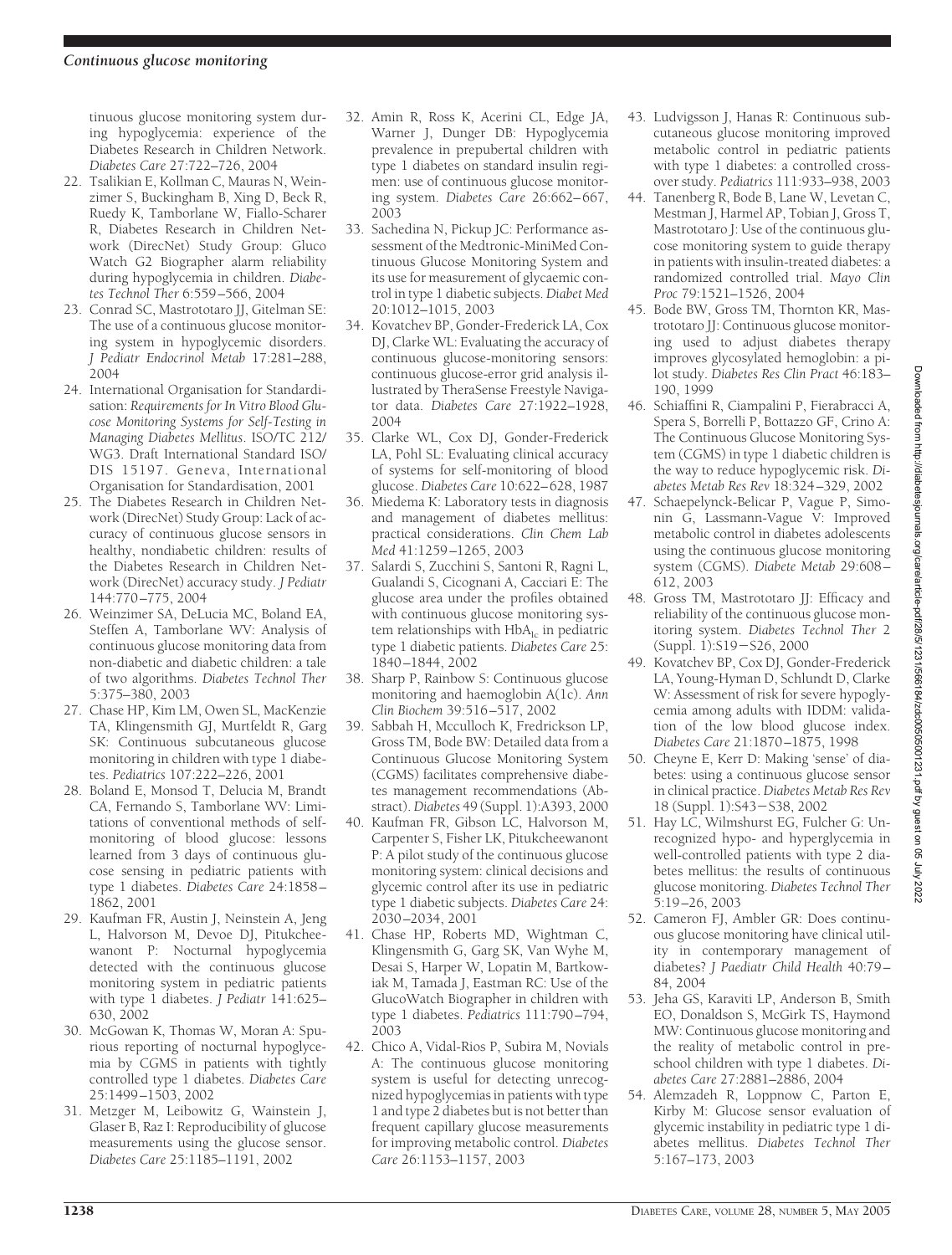tinuous glucose monitoring system during hypoglycemia: experience of the Diabetes Research in Children Network. *Diabetes Care* 27:722–726, 2004

22. Tsalikian E, Kollman C, Mauras N, Weinzimer S, Buckingham B, Xing D, Beck R, Ruedy K, Tamborlane W, Fiallo-Scharer R, Diabetes Research in Children Network (DirecNet) Study Group: Gluco Watch G2 Biographer alarm reliability during hypoglycemia in children. *Diabetes Technol Ther* 6:559–566, 2004
23. Conrad SC, Mastrototaro JJ, Gitelman SE: The use of a continuous glucose monitoring system in hypoglycemic disorders. *J Pediatr Endocrinol Metab* 17:281–288, 2004
24. International Organisation for Standardisation: *Requirements for In Vitro Blood Glucose Monitoring Systems for Self-Testing in Managing Diabetes Mellitus*. ISO/TC 212/WG3. Draft International Standard ISO/DIS 15197. Geneva, International Organisation for Standardisation, 2001
25. The Diabetes Research in Children Network (DirecNet) Study Group: Lack of accuracy of continuous glucose sensors in healthy, nondiabetic children: results of the Diabetes Research in Children Network (DirecNet) accuracy study. *J Pediatr* 144:770–775, 2004
26. Weinzimer SA, DeLucia MC, Boland EA, Steffen A, Tamborlane WV: Analysis of continuous glucose monitoring data from non-diabetic and diabetic children: a tale of two algorithms. *Diabetes Technol Ther* 5:375–380, 2003
27. Chase HP, Kim LM, Owen SL, MacKenzie TA, Klingensmith GJ, Murtfeldt R, Garg SK: Continuous subcutaneous glucose monitoring in children with type 1 diabetes. *Pediatrics* 107:222–226, 2001
28. Boland E, Monsod T, Delucia M, Brandt CA, Fernando S, Tamborlane WV: Limitations of conventional methods of self-monitoring of blood glucose: lessons learned from 3 days of continuous glucose sensing in pediatric patients with type 1 diabetes. *Diabetes Care* 24:1858–1862, 2001
29. Kaufman FR, Austin J, Neinstein A, Jeng L, Halvorson M, Devoe DJ, Pitukcheewanont P: Nocturnal hypoglycemia detected with the continuous glucose monitoring system in pediatric patients with type 1 diabetes. *J Pediatr* 141:625–630, 2002
30. McGowan K, Thomas W, Moran A: Spurious reporting of nocturnal hypoglycemia by CGMS in patients with tightly controlled type 1 diabetes. *Diabetes Care* 25:1499–1503, 2002
31. Metzger M, Leibowitz G, Wainstein J, Glaser B, Raz I: Reproducibility of glucose measurements using the glucose sensor. *Diabetes Care* 25:1185–1191, 2002
32. Amin R, Ross K, Acerini CL, Edge JA, Warner J, Dunger DB: Hypoglycemia prevalence in prepubertal children with type 1 diabetes on standard insulin regimen: use of continuous glucose monitoring system. *Diabetes Care* 26:662–667, 2003
33. Sachedina N, Pickup JC: Performance assessment of the Medtronic-MiniMed Continuous Glucose Monitoring System and its use for measurement of glycaemic control in type 1 diabetic subjects. *Diabet Med* 20:1012–1015, 2003
34. Kovatchev BP, Gonder-Frederick LA, Cox DJ, Clarke WL: Evaluating the accuracy of continuous glucose-monitoring sensors: continuous glucose-error grid analysis illustrated by TheraSense Freestyle Navigator data. *Diabetes Care* 27:1922–1928, 2004
35. Clarke WL, Cox DJ, Gonder-Frederick LA, Pohl SL: Evaluating clinical accuracy of systems for self-monitoring of blood glucose. *Diabetes Care* 10:622–628, 1987
36. Miedema K: Laboratory tests in diagnosis and management of diabetes mellitus: practical considerations. *Clin Chem Lab Med* 41:1259–1265, 2003
37. Salardi S, Zucchini S, Santoni R, Ragni L, Gualandi S, Cicognani A, Cacciari E: The glucose area under the profiles obtained with continuous glucose monitoring system relationships with $HbA_{1c}$ in pediatric type 1 diabetic patients. *Diabetes Care* 25:1840–1844, 2002
38. Sharp P, Rainbow S: Continuous glucose monitoring and haemoglobin A(1c). *Ann Clin Biochem* 39:516–517, 2002
39. Sabbah H, Mcculloch K, Fredrickson LP, Gross TM, Bode BW: Detailed data from a Continuous Glucose Monitoring System (CGMS) facilitates comprehensive diabetes management recommendations (Abstract). *Diabetes* 49 (Suppl. 1):A393, 2000
40. Kaufman FR, Gibson LC, Halvorson M, Carpenter S, Fisher LK, Pitukcheewanont P: A pilot study of the continuous glucose monitoring system: clinical decisions and glycemic control after its use in pediatric type 1 diabetic subjects. *Diabetes Care* 24:2030–2034, 2001
41. Chase HP, Roberts MD, Wightman C, Klingensmith G, Garg SK, Van Wyhe M, Desai S, Harper W, Lopatin M, Bartkowiak M, Tamada J, Eastman RC: Use of the GlucoWatch Biographer in children with type 1 diabetes. *Pediatrics* 111:790–794, 2003
42. Chico A, Vidal-Rios P, Subira M, Novials A: The continuous glucose monitoring system is useful for detecting unrecognized hypoglycemias in patients with type 1 and type 2 diabetes but is not better than frequent capillary glucose measurements for improving metabolic control. *Diabetes Care* 26:1153–1157, 2003
43. Ludvigsson J, Hanas R: Continuous subcutaneous glucose monitoring improved metabolic control in pediatric patients with type 1 diabetes: a controlled crossover study. *Pediatrics* 111:933–938, 2003
44. Tanenberg R, Bode B, Lane W, Levetan C, Mestman J, Harmel AP, Tobian J, Gross T, Mastrototaro J: Use of the continuous glucose monitoring system to guide therapy in patients with insulin-treated diabetes: a randomized controlled trial. *Mayo Clin Proc* 79:1521–1526, 2004
45. Bode BW, Gross TM, Thornton KR, Mastrototaro JJ: Continuous glucose monitoring used to adjust diabetes therapy improves glycosylated hemoglobin: a pilot study. *Diabetes Res Clin Pract* 46:183–190, 1999
46. Schiaffini R, Ciampalini P, Fierabracci A, Spera S, Borrelli P, Bottazzo GF, Crino A: The Continuous Glucose Monitoring System (CGMS) in type 1 diabetic children is the way to reduce hypoglycemic risk. *Diabetes Metab Res Rev* 18:324–329, 2002
47. Schaepelynck-Belicar P, Vague P, Simonnin G, Lassmann-Vague V: Improved metabolic control in diabetes adolescents using the continuous glucose monitoring system (CGMS). *Diabete Metab* 29:608–612, 2003
48. Gross TM, Mastrototaro JJ: Efficacy and reliability of the continuous glucose monitoring system. *Diabetes Technol Ther* 2 (Suppl. 1):S19–S26, 2000
49. Kovatchev BP, Cox DJ, Gonder-Frederick LA, Young-Hyman D, Schlundt D, Clarke W: Assessment of risk for severe hypoglycemia among adults with IDDM: validation of the low blood glucose index. *Diabetes Care* 21:1870–1875, 1998
50. Cheyne E, Kerr D: Making 'sense' of diabetes: using a continuous glucose sensor in clinical practice. *Diabetes Metab Res Rev* 18 (Suppl. 1):S43–S38, 2002
51. Hay LC, Wilmshurst EG, Fulcher G: Unrecognized hypo- and hyperglycemia in well-controlled patients with type 2 diabetes mellitus: the results of continuous glucose monitoring. *Diabetes Technol Ther* 5:19–26, 2003
52. Cameron FJ, Ambler GR: Does continuous glucose monitoring have clinical utility in contemporary management of diabetes? *J Paediatr Child Health* 40:79–84, 2004
53. Jeha GS, Karaviti LP, Anderson B, Smith EO, Donaldson S, McGirk TS, Haymond MW: Continuous glucose monitoring and the reality of metabolic control in preschool children with type 1 diabetes. *Diabetes Care* 27:2881–2886, 2004
54. Alemzadeh R, Loppnow C, Parton E, Kirby M: Glucose sensor evaluation of glycemic instability in pediatric type 1 diabetes mellitus. *Diabetes Technol Ther* 5:167–173, 2003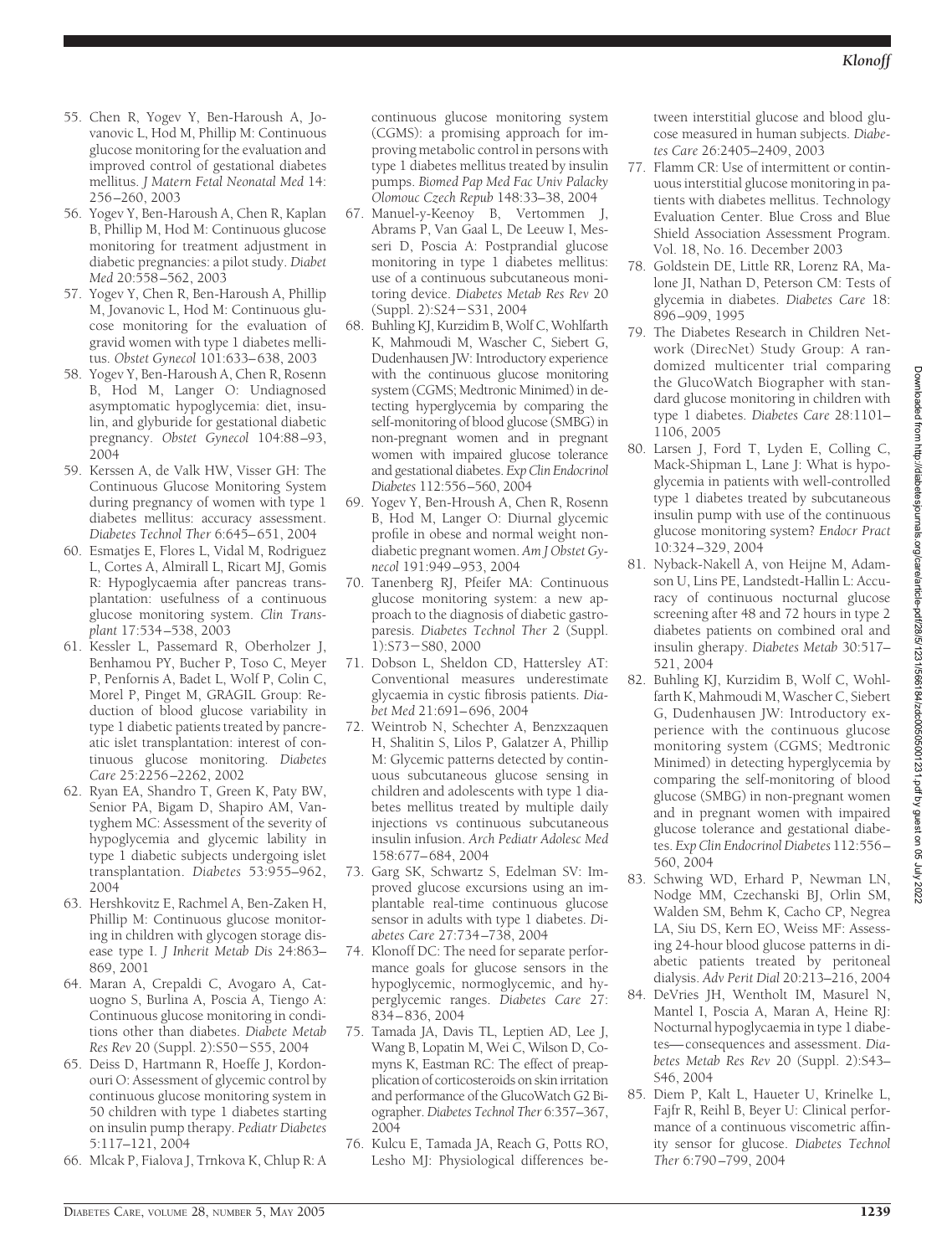55. Chen R, Yogev Y, Ben-Haroush A, Jovanovic L, Hod M, Phillip M: Continuous glucose monitoring for the evaluation and improved control of gestational diabetes mellitus. *J Matern Fetal Neonatal Med* 14:256–260, 2003
56. Yogev Y, Ben-Haroush A, Chen R, Kaplan B, Phillip M, Hod M: Continuous glucose monitoring for treatment adjustment in diabetic pregnancies: a pilot study. *Diabet Med* 20:558–562, 2003
57. Yogev Y, Chen R, Ben-Haroush A, Phillip M, Jovanovic L, Hod M: Continuous glucose monitoring for the evaluation of gravid women with type 1 diabetes mellitus. *Obstet Gynecol* 101:633–638, 2003
58. Yogev Y, Ben-Haroush A, Chen R, Rosenn B, Hod M, Langer O: Undiagnosed asymptomatic hypoglycemia: diet, insulin, and glyburide for gestational diabetic pregnancy. *Obstet Gynecol* 104:88–93, 2004
59. Kerssen A, de Valk HW, Visser GH: The Continuous Glucose Monitoring System during pregnancy of women with type 1 diabetes mellitus: accuracy assessment. *Diabetes Technol Ther* 6:645–651, 2004
60. Esmatjes E, Flores L, Vidal M, Rodriguez L, Cortes A, Almirall L, Ricart MJ, Gomis R: Hypoglycaemia after pancreas transplantation: usefulness of a continuous glucose monitoring system. *Clin Transplant* 17:534–538, 2003
61. Kessler L, Passemard R, Oberholzer J, Benhamou PY, Bucher P, Toso C, Meyer P, Penfornis A, Badet L, Wolf P, Colin C, Morel P, Pinget M, GRAGIL Group: Reduction of blood glucose variability in type 1 diabetic patients treated by pancreatic islet transplantation: interest of continuous glucose monitoring. *Diabetes Care* 25:2256–2262, 2002
62. Ryan EA, Shandro T, Green K, Paty BW, Senior PA, Bigam D, Shapiro AM, Vantyghem MC: Assessment of the severity of hypoglycemia and glycemic lability in type 1 diabetic subjects undergoing islet transplantation. *Diabetes* 53:955–962, 2004
63. Hershkovitz E, Rachmel A, Ben-Zaken H, Phillip M: Continuous glucose monitoring in children with glycogen storage disease type I. *J Inherit Metab Dis* 24:863–869, 2001
64. Maran A, Crepaldi C, Avogaro A, Catuogno S, Burlina A, Poscia A, Tiengo A: Continuous glucose monitoring in conditions other than diabetes. *Diabete Metab Res Rev* 20 (Suppl. 2):S50−S55, 2004
65. Deiss D, Hartmann R, Hoeffe J, Kordonouri O: Assessment of glycemic control by continuous glucose monitoring system in 50 children with type 1 diabetes starting on insulin pump therapy. *Pediatr Diabetes* 5:117–121, 2004
66. Mlcak P, Fialova J, Trnkova K, Chlup R: A continuous glucose monitoring system (CGMS): a promising approach for improving metabolic control in persons with type 1 diabetes mellitus treated by insulin pumps. *Biomed Pap Med Fac Univ Palacky Olomouc Czech Repub* 148:33–38, 2004
67. Manuel-y-Keenoy B, Vertommen J, Abrams P, Van Gaal L, De Leeuw I, Messeri D, Poscia A: Postprandial glucose monitoring in type 1 diabetes mellitus: use of a continuous subcutaneous monitoring device. *Diabetes Metab Res Rev* 20 (Suppl. 2):S24−S31, 2004
68. Buhling KJ, Kurzidim B, Wolf C, Wohlfarth K, Mahmoudi M, Wascher C, Siebert G, Dudenhausen JW: Introductory experience with the continuous glucose monitoring system (CGMS; Medtronic Minimed) in detecting hyperglycemia by comparing the self-monitoring of blood glucose (SMBG) in non-pregnant women and in pregnant women with impaired glucose tolerance and gestational diabetes. *Exp Clin Endocrinol Diabetes* 112:556–560, 2004
69. Yogev Y, Ben-Hroush A, Chen R, Rosenn B, Hod M, Langer O: Diurnal glycemic profile in obese and normal weight nondiabetic pregnant women. *Am J Obstet Gynecol* 191:949–953, 2004
70. Tanenberg RJ, Pfeifer MA: Continuous glucose monitoring system: a new approach to the diagnosis of diabetic gastroparesis. *Diabetes Technol Ther* 2 (Suppl. 1):S73−S80, 2000
71. Dobson L, Sheldon CD, Hattersley AT: Conventional measures underestimate glycaemia in cystic fibrosis patients. *Diabet Med* 21:691–696, 2004
72. Weintrob N, Schechter A, Benzxzaquen H, Shalitin S, Lilos P, Galatzer A, Phillip M: Glycemic patterns detected by continuous subcutaneous glucose sensing in children and adolescents with type 1 diabetes mellitus treated by multiple daily injections vs continuous subcutaneous insulin infusion. *Arch Pediatr Adolesc Med* 158:677–684, 2004
73. Garg SK, Schwartz S, Edelman SV: Improved glucose excursions using an implantable real-time continuous glucose sensor in adults with type 1 diabetes. *Diabetes Care* 27:734–738, 2004
74. Klonoff DC: The need for separate performance goals for glucose sensors in the hypoglycemic, normoglycemic, and hyperglycemic ranges. *Diabetes Care* 27:834–836, 2004
75. Tamada JA, Davis TL, Leptien AD, Lee J, Wang B, Lopatin M, Wei C, Wilson D, Comyns K, Eastman RC: The effect of preapplication of corticosteroids on skin irritation and performance of the GlucoWatch G2 Biographer. *Diabetes Technol Ther* 6:357–367, 2004
76. Kulcu E, Tamada JA, Reach G, Potts RO, Lesho MJ: Physiological differences between interstitial glucose and blood glucose measured in human subjects. *Diabetes Care* 26:2405–2409, 2003
77. Flamm CR: Use of intermittent or continuous interstitial glucose monitoring in patients with diabetes mellitus. Technology Evaluation Center. Blue Cross and Blue Shield Association Assessment Program. Vol. 18, No. 16. December 2003
78. Goldstein DE, Little RR, Lorenz RA, Malone JI, Nathan D, Peterson CM: Tests of glycemia in diabetes. *Diabetes Care* 18:896–909, 1995
79. The Diabetes Research in Children Network (DirecNet) Study Group: A randomized multicenter trial comparing the GlucoWatch Biographer with standard glucose monitoring in children with type 1 diabetes. *Diabetes Care* 28:1101–1106, 2005
80. Larsen J, Ford T, Lyden E, Colling C, Mack-Shipman L, Lane J: What is hypoglycemia in patients with well-controlled type 1 diabetes treated by subcutaneous insulin pump with use of the continuous glucose monitoring system? *Endocr Pract* 10:324–329, 2004
81. Nyback-Nakell A, von Heijne M, Adamson U, Lins PE, Landstedt-Hallin L: Accuracy of continuous nocturnal glucose screening after 48 and 72 hours in type 2 diabetes patients on combined oral and insulin gherapy. *Diabetes Metab* 30:517–521, 2004
82. Buhling KJ, Kurzidim B, Wolf C, Wohlfarth K, Mahmoudi M, Wascher C, Siebert G, Dudenhausen JW: Introductory experience with the continuous glucose monitoring system (CGMS; Medtronic Minimed) in detecting hyperglycemia by comparing the self-monitoring of blood glucose (SMBG) in non-pregnant women and in pregnant women with impaired glucose tolerance and gestational diabetes. *Exp Clin Endocrinol Diabetes* 112:556–560, 2004
83. Schwing WD, Erhard P, Newman LN, Nodge MM, Czechanski BJ, Orlin SM, Walden SM, Behm K, Cacho CP, Negrea LA, Siu DS, Kern EO, Weiss MF: Assessing 24-hour blood glucose patterns in diabetic patients treated by peritoneal dialysis. *Adv Perit Dial* 20:213–216, 2004
84. DeVries JH, Wentholt IM, Masurel N, Mantel I, Poscia A, Maran A, Heine RJ: Nocturnal hypoglycaemia in type 1 diabetes—consequences and assessment. *Diabetes Metab Res Rev* 20 (Suppl. 2):S43–S46, 2004
85. Diem P, Kalt L, Haueter U, Krinelke L, Fajfr R, Reihl B, Beyer U: Clinical performance of a continuous viscometric affinity sensor for glucose. *Diabetes Technol Ther* 6:790–799, 2004